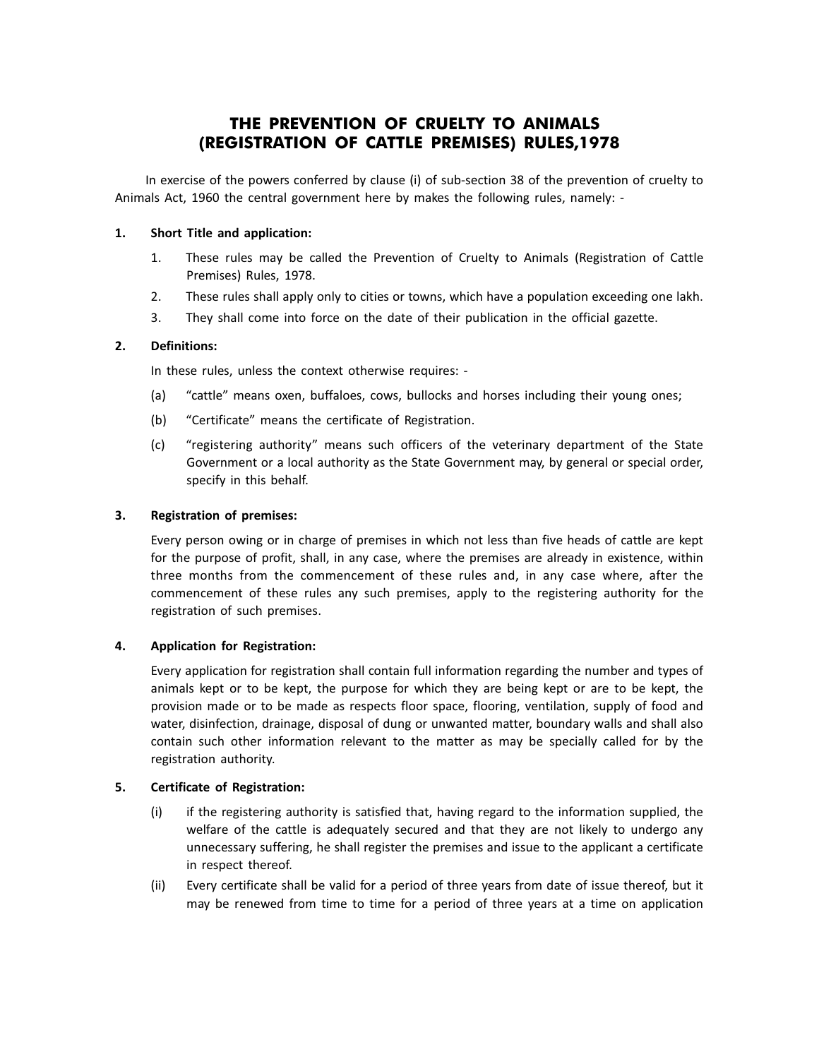# THE PREVENTION OF CRUELTY TO ANIMALS (REGISTRATION OF CATTLE PREMISES) RULES,1978

In exercise of the powers conferred by clause (i) of sub-section 38 of the prevention of cruelty to Animals Act, 1960 the central government here by makes the following rules, namely: -

**1. Short Title and application:**

1. These rules may be called the Prevention of Cruelty to Animals (Registration of Cattle Premises) Rules, 1978.
2. These rules shall apply only to cities or towns, which have a population exceeding one lakh.
3. They shall come into force on the date of their publication in the official gazette.

**2. Definitions:**

In these rules, unless the context otherwise requires: -

(a) "cattle" means oxen, buffaloes, cows, bullocks and horses including their young ones;

(b) "Certificate" means the certificate of Registration.

(c) "registering authority" means such officers of the veterinary department of the State Government or a local authority as the State Government may, by general or special order, specify in this behalf.

**3. Registration of premises:**

Every person owing or in charge of premises in which not less than five heads of cattle are kept for the purpose of profit, shall, in any case, where the premises are already in existence, within three months from the commencement of these rules and, in any case where, after the commencement of these rules any such premises, apply to the registering authority for the registration of such premises.

**4. Application for Registration:**

Every application for registration shall contain full information regarding the number and types of animals kept or to be kept, the purpose for which they are being kept or are to be kept, the provision made or to be made as respects floor space, flooring, ventilation, supply of food and water, disinfection, drainage, disposal of dung or unwanted matter, boundary walls and shall also contain such other information relevant to the matter as may be specially called for by the registration authority.

**5. Certificate of Registration:**

(i) if the registering authority is satisfied that, having regard to the information supplied, the welfare of the cattle is adequately secured and that they are not likely to undergo any unnecessary suffering, he shall register the premises and issue to the applicant a certificate in respect thereof.

(ii) Every certificate shall be valid for a period of three years from date of issue thereof, but it may be renewed from time to time for a period of three years at a time on application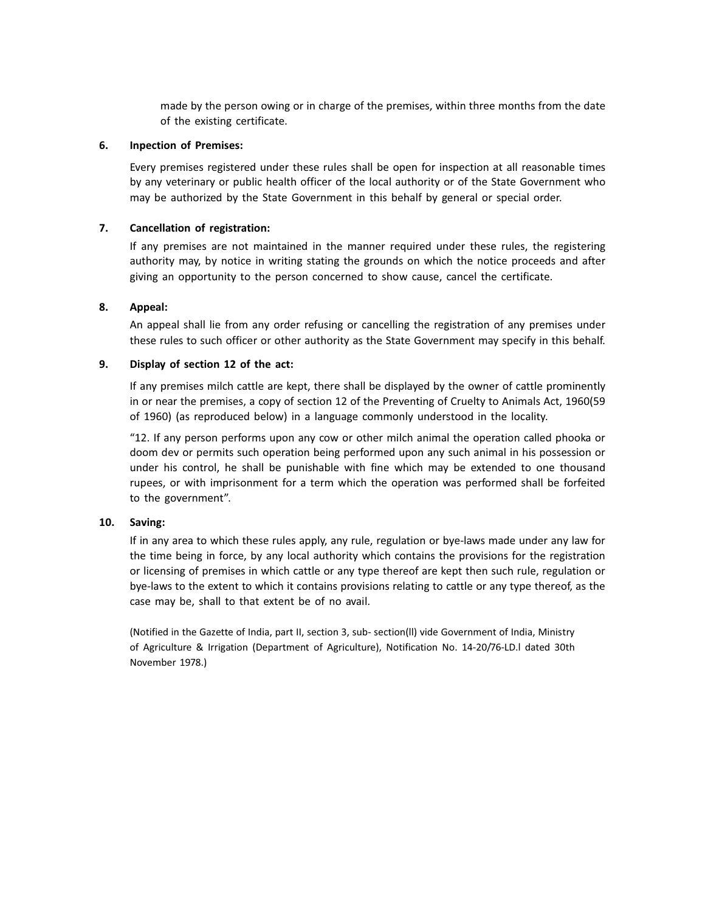made by the person owing or in charge of the premises, within three months from the date of the existing certificate.

**6. Inpection of Premises:**

Every premises registered under these rules shall be open for inspection at all reasonable times by any veterinary or public health officer of the local authority or of the State Government who may be authorized by the State Government in this behalf by general or special order.

**7. Cancellation of registration:**

If any premises are not maintained in the manner required under these rules, the registering authority may, by notice in writing stating the grounds on which the notice proceeds and after giving an opportunity to the person concerned to show cause, cancel the certificate.

**8. Appeal:**

An appeal shall lie from any order refusing or cancelling the registration of any premises under these rules to such officer or other authority as the State Government may specify in this behalf.

**9. Display of section 12 of the act:**

If any premises milch cattle are kept, there shall be displayed by the owner of cattle prominently in or near the premises, a copy of section 12 of the Preventing of Cruelty to Animals Act, 1960(59 of 1960) (as reproduced below) in a language commonly understood in the locality.

"12. If any person performs upon any cow or other milch animal the operation called phooka or doom dev or permits such operation being performed upon any such animal in his possession or under his control, he shall be punishable with fine which may be extended to one thousand rupees, or with imprisonment for a term which the operation was performed shall be forfeited to the government".

**10. Saving:**

If in any area to which these rules apply, any rule, regulation or bye-laws made under any law for the time being in force, by any local authority which contains the provisions for the registration or licensing of premises in which cattle or any type thereof are kept then such rule, regulation or bye-laws to the extent to which it contains provisions relating to cattle or any type thereof, as the case may be, shall to that extent be of no avail.

(Notified in the Gazette of India, part II, section 3, sub- section(ll) vide Government of India, Ministry of Agriculture & Irrigation (Department of Agriculture), Notification No. 14-20/76-LD.l dated 30th November 1978.)